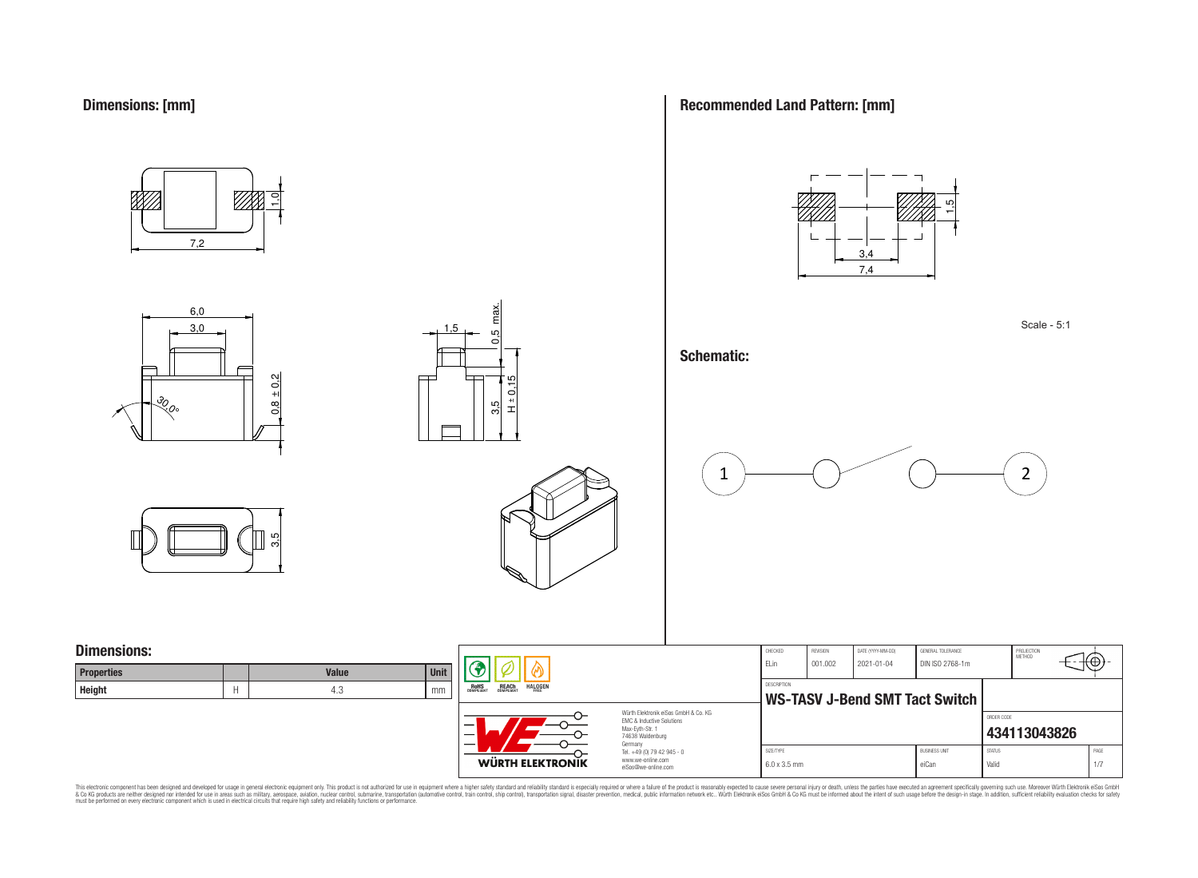## Dimensions: [mm]

7,2

1,0

6,0

3,0

30,0°

0,8 ± 0,2

1,5

0,5 max.

3,5

H ± 0,15

3,5

## Recommended Land Pattern: [mm]

1,5

3,4

7,4

Scale - 5:1

## Schematic:

1 2

## Dimensions:

| Properties | | Value | Unit |
|---|---|---|---|
| Height | H | 4.3 | mm |

RoHS COMPLIANT REACh COMPLIANT HALOGEN FREE

Würth Elektronik eiSos GmbH & Co. KG
EMC & Inductive Solutions
Max-Eyth-Str. 1
74638 Waldenburg
Germany
Tel. +49 (0) 79 42 945 - 0
www.we-online.com
eiSos@we-online.com

WÜRTH ELEKTRONIK

| CHECKED | REVISION | DATE (YYYY-MM-DD) | GENERAL TOLERANCE | PROJECTION METHOD |
|---|---|---|---|---|
| ELin | 001.002 | 2021-01-04 | DIN ISO 2768-1m | |

DESCRIPTION

**WS-TASV J-Bend SMT Tact Switch**

ORDER CODE

**434113043826**

| SIZE/TYPE | BUSINESS UNIT | STATUS | PAGE |
|---|---|---|---|
| 6.0 x 3.5 mm | eiCan | Valid | 1/7 |

This electronic component has been designed and developed for usage in general electronic equipment only. This product is not authorized for use in equipment where a higher safety standard and reliability standard is especially required or where a failure of the product is reasonably expected to cause severe personal injury or death, unless the parties have executed an agreement specifically governing such use. Moreover Würth Elektronik eiSos GmbH & Co KG products are neither designed nor intended for use in areas such as military, aerospace, aviation, nuclear control, submarine, transportation (automotive control, train control, ship control), transportation signal, disaster prevention, medical, public information network etc.. Würth Elektronik eiSos GmbH & Co KG must be informed about the intent of such usage before the design-in stage. In addition, sufficient reliability evaluation checks for safety must be performed on every electronic component which is used in electrical circuits that require high safety and reliability functions or performance.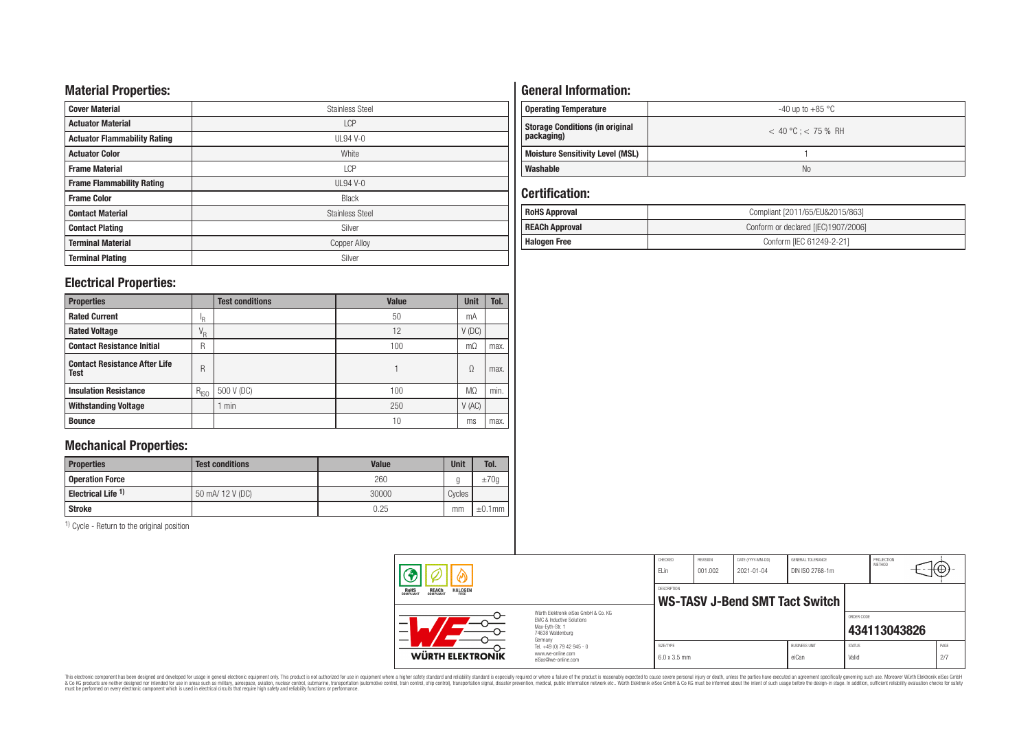## Material Properties:

| Cover Material | Stainless Steel |
|---|---|
| Actuator Material | LCP |
| Actuator Flammability Rating | UL94 V-0 |
| Actuator Color | White |
| Frame Material | LCP |
| Frame Flammability Rating | UL94 V-0 |
| Frame Color | Black |
| Contact Material | Stainless Steel |
| Contact Plating | Silver |
| Terminal Material | Copper Alloy |
| Terminal Plating | Silver |

## Electrical Properties:

| Properties | | Test conditions | Value | Unit | Tol. |
|---|---|---|---|---|---|
| Rated Current | $I_R$ | | 50 | mA | |
| Rated Voltage | $V_R$ | | 12 | V (DC) | |
| Contact Resistance Initial | R | | 100 | mΩ | max. |
| Contact Resistance After Life Test | R | | 1 | Ω | max. |
| Insulation Resistance | $R_{ISO}$ | 500 V (DC) | 100 | MΩ | min. |
| Withstanding Voltage | | 1 min | 250 | V (AC) | |
| Bounce | | | 10 | ms | max. |

## Mechanical Properties:

| Properties | Test conditions | Value | Unit | Tol. |
|---|---|---|---|---|
| Operation Force | | 260 | g | ±70g |
| Electrical Life [1] | 50 mA/ 12 V (DC) | 30000 | Cycles | |
| Stroke | | 0.25 | mm | ±0.1mm |

[1] Cycle - Return to the original position

## General Information:

| Operating Temperature | -40 up to +85 °C |
|---|---|
| Storage Conditions (in original packaging) | < 40 °C ; < 75 % RH |
| Moisture Sensitivity Level (MSL) | 1 |
| Washable | No |

## Certification:

| RoHS Approval | Compliant [2011/65/EU&2015/863] |
|---|---|
| REACh Approval | Conform or declared [(EC)1907/2006] |
| Halogen Free | Conform [IEC 61249-2-21] |

| CHECKED | REVISION | DATE (YYYY-MM-DD) | GENERAL TOLERANCE | PROJECTION METHOD |
|---|---|---|---|---|
| ELin | 001.002 | 2021-01-04 | DIN ISO 2768-1m | |

DESCRIPTION: **WS-TASV J-Bend SMT Tact Switch**

Würth Elektronik eiSos GmbH & Co. KG
EMC & Inductive Solutions
Max-Eyth-Str. 1
74638 Waldenburg
Germany
Tel. +49 (0) 79 42 945 - 0
www.we-online.com
eiSos@we-online.com

ORDER CODE: **434113043826**

| SIZE/TYPE | BUSINESS UNIT | STATUS | PAGE |
|---|---|---|---|
| 6.0 x 3.5 mm | eiCan | Valid | 2/7 |

This electronic component has been designed and developed for usage in general electronic equipment only. This product is not authorized for use in equipment where a higher safety standard and reliability standard is especially required or where a failure of the product is reasonably expected to cause severe personal injury or death, unless the parties have executed an agreement specifically governing such use. Moreover Würth Elektronik eiSos GmbH & Co KG products are neither designed nor intended for use in areas such as military, aerospace, aviation, nuclear control, submarine, transportation (automotive control, train control, ship control), transportation signal, disaster prevention, medical, public information network etc.. Würth Elektronik eiSos GmbH & Co KG must be informed about the intent of such usage before the design-in stage. In addition, sufficient reliability evaluation checks for safety must be performed on every electronic component which is used in electrical circuits that require high safety and reliability functions or performance.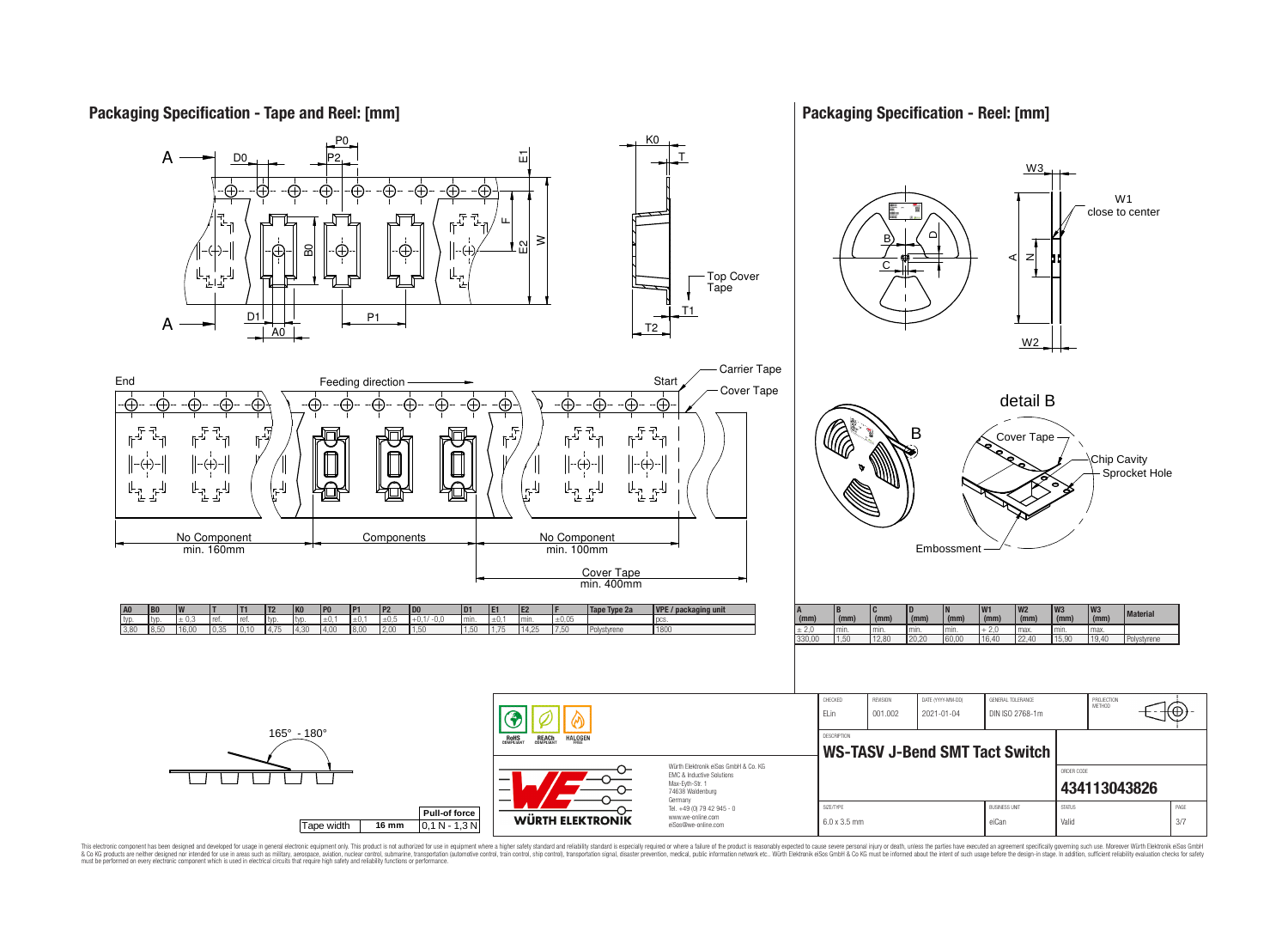## Packaging Specification - Tape and Reel: [mm]

Top Cover Tape

End — Feeding direction — Start

Carrier Tape

Cover Tape

No Component min. 160mm | Components | No Component min. 100mm

Cover Tape min. 400mm

| A0 | B0 | W | T | T1 | T2 | K0 | P0 | P1 | P2 | D0 | D1 | E1 | E2 | F | Tape Type 2a | VPE / packaging unit |
|---|---|---|---|---|---|---|---|---|---|---|---|---|---|---|---|---|
| typ. | typ. | ± 0,3 | ref. | ref. | typ. | typ. | ±0,1 | ±0,1 | ±0,5 | +0,1/ -0,0 | min. | ±0,1 | min. | ±0,05 | | pcs. |
| 3,80 | 8,50 | 16,00 | 0,35 | 0,10 | 4,75 | 4,30 | 4,00 | 8,00 | 2,00 | 1,50 | 1,50 | 1,75 | 14,25 | 7,50 | Polystyrene | 1800 |

165° - 180°

| Tape width | Pull-of force |
|---|---|
| 16 mm | 0,1 N - 1,3 N |

## Packaging Specification - Reel: [mm]

W1 close to center

detail B

Cover Tape

Chip Cavity

Sprocket Hole

Embossment

| A (mm) | B (mm) | C (mm) | D (mm) | N (mm) | W1 (mm) | W2 (mm) | W3 (mm) | W3 (mm) | Material |
|---|---|---|---|---|---|---|---|---|---|
| ± 2,0 | min. | min. | min. | min. | + 2,0 | max. | min. | max. | |
| 330,00 | 1,50 | 12,80 | 20,20 | 60,00 | 16,40 | 22,40 | 15,90 | 19,40 | Polystyrene |

| CHECKED | REVISION | DATE (YYYY-MM-DD) | GENERAL TOLERANCE | PROJECTION METHOD |
|---|---|---|---|---|
| ELin | 001.002 | 2021-01-04 | DIN ISO 2768-1m | |

DESCRIPTION

**WS-TASV J-Bend SMT Tact Switch**

ORDER CODE

**434113043826**

| SIZE/TYPE | BUSINESS UNIT | STATUS | PAGE |
|---|---|---|---|
| 6.0 x 3.5 mm | eiCan | Valid | 3/7 |

RoHS COMPLIANT · REACh COMPLIANT · HALOGEN FREE

WÜRTH ELEKTRONIK

Würth Elektronik eiSos GmbH & Co. KG
EMC & Inductive Solutions
Max-Eyth-Str. 1
74638 Waldenburg
Germany
Tel. +49 (0) 79 42 945 - 0
www.we-online.com
eiSos@we-online.com

This electronic component has been designed and developed for usage in general electronic equipment only. This product is not authorized for use in equipment where a higher safety standard and reliability standard is especially required or where a failure of the product is reasonably expected to cause severe personal injury or death, unless the parties have executed an agreement specifically governing such use. Moreover Würth Elektronik eiSos GmbH & Co KG products are neither designed nor intended for use in areas such as military, aerospace, aviation, nuclear control, submarine, transportation (automotive control, train control, ship control), transportation signal, disaster prevention, medical, public information network etc.. Würth Elektronik eiSos GmbH & Co KG must be informed about the intent of such usage before the design-in stage. In addition, sufficient reliability evaluation checks for safety must be performed on every electronic component which is used in electrical circuits that require high safety and reliability functions or performance.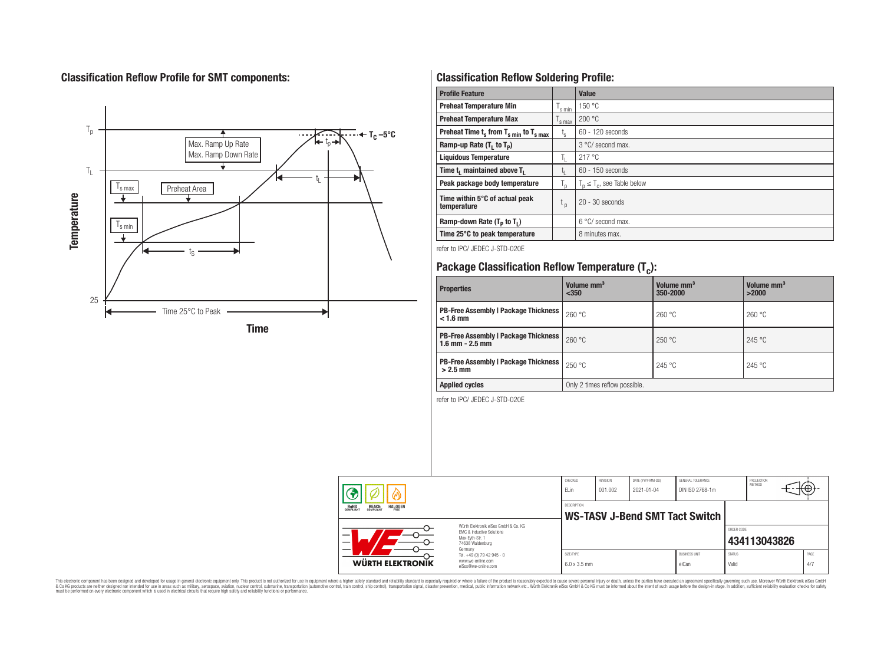## Classification Reflow Profile for SMT components:

## Classification Reflow Soldering Profile:

| Profile Feature | | Value |
|---|---|---|
| **Preheat Temperature Min** | $T_{s\ min}$ | 150 °C |
| **Preheat Temperature Max** | $T_{s\ max}$ | 200 °C |
| **Preheat Time $t_s$ from $T_{s\ min}$ to $T_{s\ max}$** | $t_s$ | 60 - 120 seconds |
| **Ramp-up Rate ($T_L$ to $T_P$)** | | 3 °C/ second max. |
| **Liquidous Temperature** | $T_L$ | 217 °C |
| **Time $t_L$ maintained above $T_L$** | $t_L$ | 60 - 150 seconds |
| **Peak package body temperature** | $T_p$ | $T_p \leq T_c$, see Table below |
| **Time within 5°C of actual peak temperature** | $t_p$ | 20 - 30 seconds |
| **Ramp-down Rate ($T_P$ to $T_L$)** | | 6 °C/ second max. |
| **Time 25°C to peak temperature** | | 8 minutes max. |

refer to IPC/ JEDEC J-STD-020E

## Package Classification Reflow Temperature ($T_c$):

| Properties | Volume mm³ <350 | Volume mm³ 350-2000 | Volume mm³ >2000 |
|---|---|---|---|
| **PB-Free Assembly \| Package Thickness < 1.6 mm** | 260 °C | 260 °C | 260 °C |
| **PB-Free Assembly \| Package Thickness 1.6 mm - 2.5 mm** | 260 °C | 250 °C | 245 °C |
| **PB-Free Assembly \| Package Thickness > 2.5 mm** | 250 °C | 245 °C | 245 °C |
| **Applied cycles** | Only 2 times reflow possible. | | |

refer to IPC/ JEDEC J-STD-020E

| CHECKED | REVISION | DATE (YYYY-MM-DD) | GENERAL TOLERANCE | PROJECTION METHOD |
|---|---|---|---|---|
| ELin | 001.002 | 2021-01-04 | DIN ISO 2768-1m | |

DESCRIPTION: **WS-TASV J-Bend SMT Tact Switch**

ORDER CODE: **434113043826**

| SIZE/TYPE | BUSINESS UNIT | STATUS | PAGE |
|---|---|---|---|
| 6.0 x 3.5 mm | eiCan | Valid | 4/7 |

Würth Elektronik eiSos GmbH & Co. KG
EMC & Inductive Solutions
Max-Eyth-Str. 1
74638 Waldenburg
Germany
Tel. +49 (0) 79 42 945 - 0
www.we-online.com
eiSos@we-online.com

This electronic component has been designed and developed for usage in general electronic equipment only. This product is not authorized for use in equipment where a higher safety standard and reliability standard is especially required or where a failure of the product is reasonably expected to cause severe personal injury or death, unless the parties have executed an agreement specifically governing such use. Moreover Würth Elektronik eiSos GmbH & Co KG products are neither designed nor intended for use in areas such as military, aerospace, aviation, nuclear control, submarine, transportation (automotive control, train control, ship control), transportation signal, disaster prevention, medical, public information network etc.. Würth Elektronik eiSos GmbH & Co KG must be informed about the intent of such usage before the design-in stage. In addition, sufficient reliability evaluation checks for safety must be performed on every electronic component which is used in electrical circuits that require high safety and reliability functions or performance.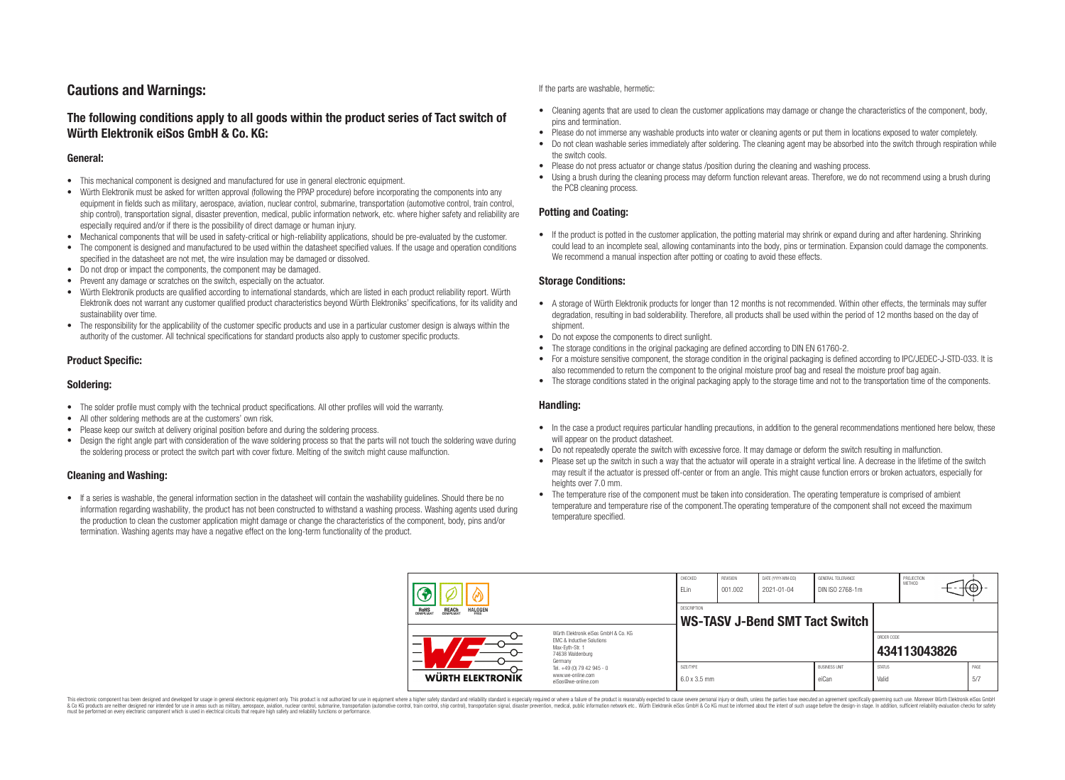# Cautions and Warnings:

## The following conditions apply to all goods within the product series of Tact switch of Würth Elektronik eiSos GmbH & Co. KG:

### General:

- This mechanical component is designed and manufactured for use in general electronic equipment.
- Würth Elektronik must be asked for written approval (following the PPAP procedure) before incorporating the components into any equipment in fields such as military, aerospace, aviation, nuclear control, submarine, transportation (automotive control, train control, ship control), transportation signal, disaster prevention, medical, public information network, etc. where higher safety and reliability are especially required and/or if there is the possibility of direct damage or human injury.
- Mechanical components that will be used in safety-critical or high-reliability applications, should be pre-evaluated by the customer.
- The component is designed and manufactured to be used within the datasheet specified values. If the usage and operation conditions specified in the datasheet are not met, the wire insulation may be damaged or dissolved.
- Do not drop or impact the components, the component may be damaged.
- Prevent any damage or scratches on the switch, especially on the actuator.
- Würth Elektronik products are qualified according to international standards, which are listed in each product reliability report. Würth Elektronik does not warrant any customer qualified product characteristics beyond Würth Elektroniks' specifications, for its validity and sustainability over time.
- The responsibility for the applicability of the customer specific products and use in a particular customer design is always within the authority of the customer. All technical specifications for standard products also apply to customer specific products.

### Product Specific:

### Soldering:

- The solder profile must comply with the technical product specifications. All other profiles will void the warranty.
- All other soldering methods are at the customers' own risk.
- Please keep our switch at delivery original position before and during the soldering process.
- Design the right angle part with consideration of the wave soldering process so that the parts will not touch the soldering wave during the soldering process or protect the switch part with cover fixture. Melting of the switch might cause malfunction.

### Cleaning and Washing:

- If a series is washable, the general information section in the datasheet will contain the washability guidelines. Should there be no information regarding washability, the product has not been constructed to withstand a washing process. Washing agents used during the production to clean the customer application might damage or change the characteristics of the component, body, pins and/or termination. Washing agents may have a negative effect on the long-term functionality of the product.

If the parts are washable, hermetic:

- Cleaning agents that are used to clean the customer applications may damage or change the characteristics of the component, body, pins and termination.
- Please do not immerse any washable products into water or cleaning agents or put them in locations exposed to water completely.
- Do not clean washable series immediately after soldering. The cleaning agent may be absorbed into the switch through respiration while the switch cools.
- Please do not press actuator or change status /position during the cleaning and washing process.
- Using a brush during the cleaning process may deform function relevant areas. Therefore, we do not recommend using a brush during the PCB cleaning process.

### Potting and Coating:

- If the product is potted in the customer application, the potting material may shrink or expand during and after hardening. Shrinking could lead to an incomplete seal, allowing contaminants into the body, pins or termination. Expansion could damage the components. We recommend a manual inspection after potting or coating to avoid these effects.

### Storage Conditions:

- A storage of Würth Elektronik products for longer than 12 months is not recommended. Within other effects, the terminals may suffer degradation, resulting in bad solderability. Therefore, all products shall be used within the period of 12 months based on the day of shipment.
- Do not expose the components to direct sunlight.
- The storage conditions in the original packaging are defined according to DIN EN 61760-2.
- For a moisture sensitive component, the storage condition in the original packaging is defined according to IPC/JEDEC-J-STD-033. It is also recommended to return the component to the original moisture proof bag and reseal the moisture proof bag again.
- The storage conditions stated in the original packaging apply to the storage time and not to the transportation time of the components.

### Handling:

- In the case a product requires particular handling precautions, in addition to the general recommendations mentioned here below, these will appear on the product datasheet.
- Do not repeatedly operate the switch with excessive force. It may damage or deform the switch resulting in malfunction.
- Please set up the switch in such a way that the actuator will operate in a straight vertical line. A decrease in the lifetime of the switch may result if the actuator is pressed off-center or from an angle. This might cause function errors or broken actuators, especially for heights over 7.0 mm.
- The temperature rise of the component must be taken into consideration. The operating temperature is comprised of ambient temperature and temperature rise of the component.The operating temperature of the component shall not exceed the maximum temperature specified.

| CHECKED | REVISION | DATE (YYYY-MM-DD) | GENERAL TOLERANCE | PROJECTION METHOD |
|---|---|---|---|---|
| ELin | 001.002 | 2021-01-04 | DIN ISO 2768-1m | |

| DESCRIPTION | ORDER CODE |
|---|---|
| WS-TASV J-Bend SMT Tact Switch | 434113043826 |

| SIZE/TYPE | BUSINESS UNIT | STATUS | PAGE |
|---|---|---|---|
| 6.0 x 3.5 mm | eiCan | Valid | 5/7 |

Würth Elektronik eiSos GmbH & Co. KG
EMC & Inductive Solutions
Max-Eyth-Str. 1
74638 Waldenburg
Germany
Tel. +49 (0) 79 42 945 - 0
www.we-online.com
eiSos@we-online.com

This electronic component has been designed and developed for usage in general electronic equipment only. This product is not authorized for use in equipment where a higher safety standard and reliability standard is especially required or where a failure of the product is reasonably expected to cause severe personal injury or death, unless the parties have executed an agreement specifically governing such use. Moreover Würth Elektronik eiSos GmbH & Co KG products are neither designed nor intended for use in areas such as military, aerospace, aviation, nuclear control, submarine, transportation (automotive control, train control, ship control), transportation signal, disaster prevention, medical, public information network etc.. Würth Elektronik eiSos GmbH & Co KG must be informed about the intent of such usage before the design-in stage. In addition, sufficient reliability evaluation checks for safety must be performed on every electronic component which is used in electrical circuits that require high safety and reliability functions or performance.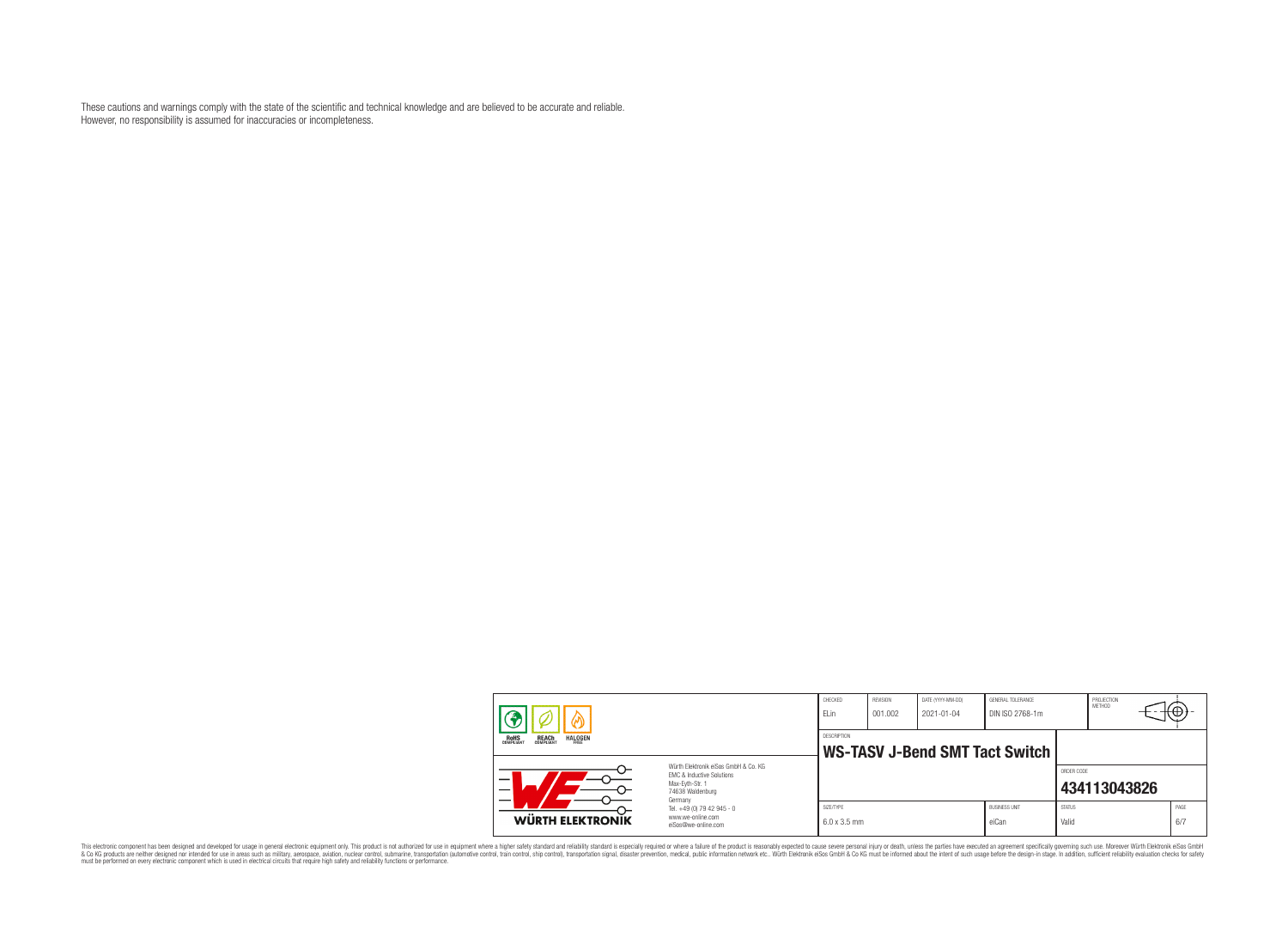These cautions and warnings comply with the state of the scientific and technical knowledge and are believed to be accurate and reliable.
However, no responsibility is assumed for inaccuracies or incompleteness.

| CHECKED | REVISION | DATE (YYYY-MM-DD) | GENERAL TOLERANCE | PROJECTION METHOD |
|---|---|---|---|---|
| ELin | 001.002 | 2021-01-04 | DIN ISO 2768-1m | |

| DESCRIPTION | ORDER CODE |
|---|---|
| **WS-TASV J-Bend SMT Tact Switch** | **434113043826** |

| SIZE/TYPE | BUSINESS UNIT | STATUS | PAGE |
|---|---|---|---|
| 6.0 x 3.5 mm | eiCan | Valid | 6/7 |

RoHS COMPLIANT REACh COMPLIANT HALOGEN FREE

WÜRTH ELEKTRONIK

Würth Elektronik eiSos GmbH & Co. KG
EMC & Inductive Solutions
Max-Eyth-Str. 1
74638 Waldenburg
Germany
Tel. +49 (0) 79 42 945 - 0
www.we-online.com
eiSos@we-online.com

This electronic component has been designed and developed for usage in general electronic equipment only. This product is not authorized for use in equipment where a higher safety standard and reliability standard is especially required or where a failure of the product is reasonably expected to cause severe personal injury or death, unless the parties have executed an agreement specifically governing such use. Moreover Würth Elektronik eiSos GmbH & Co KG products are neither designed nor intended for use in areas such as military, aerospace, aviation, nuclear control, submarine, transportation (automotive control, train control, ship control), transportation signal, disaster prevention, medical, public information network etc.. Würth Elektronik eiSos GmbH & Co KG must be informed about the intent of such usage before the design-in stage. In addition, sufficient reliability evaluation checks for safety must be performed on every electronic component which is used in electrical circuits that require high safety and reliability functions or performance.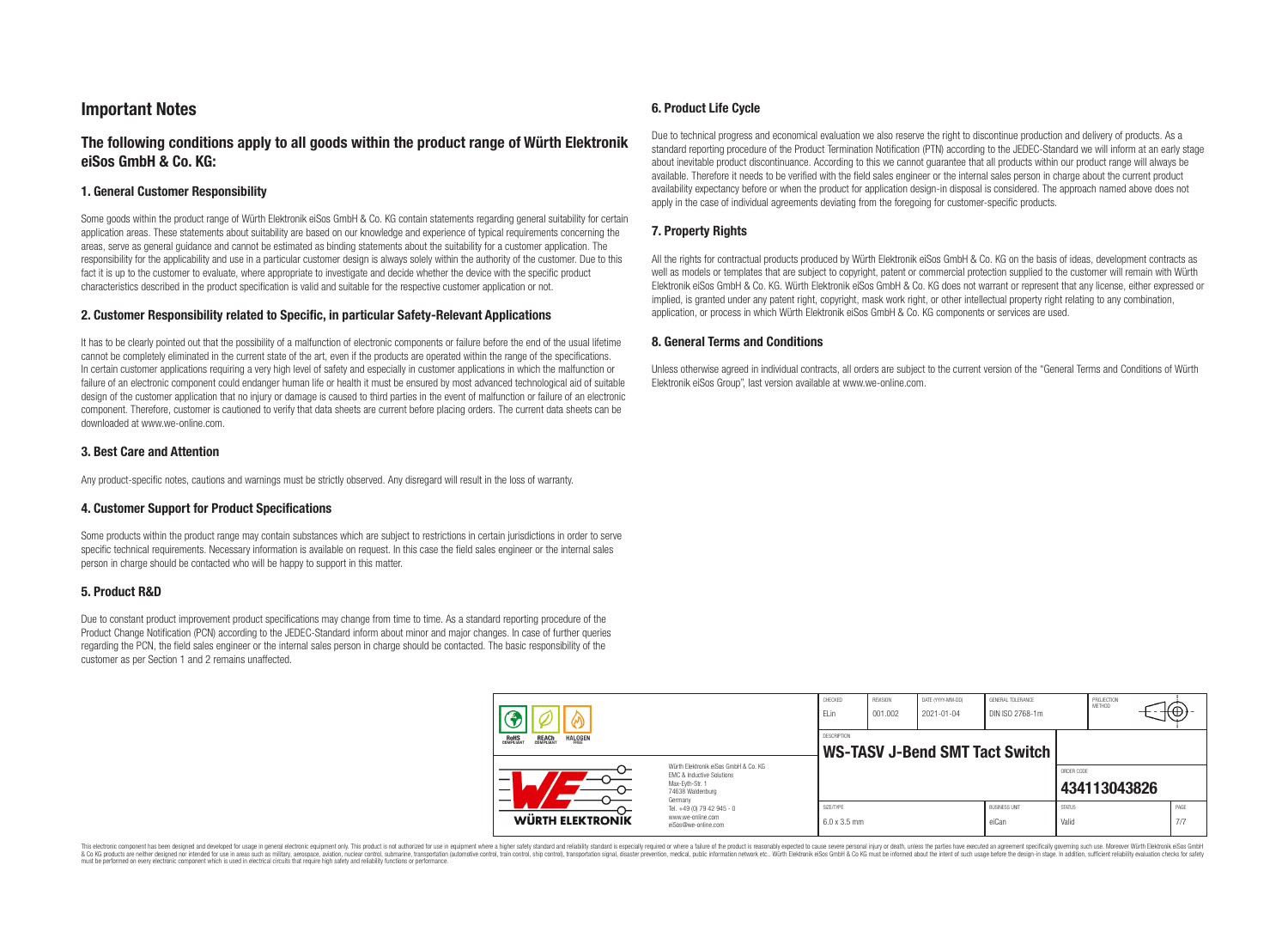# Important Notes

## The following conditions apply to all goods within the product range of Würth Elektronik eiSos GmbH & Co. KG:

### 1. General Customer Responsibility

Some goods within the product range of Würth Elektronik eiSos GmbH & Co. KG contain statements regarding general suitability for certain application areas. These statements about suitability are based on our knowledge and experience of typical requirements concerning the areas, serve as general guidance and cannot be estimated as binding statements about the suitability for a customer application. The responsibility for the applicability and use in a particular customer design is always solely within the authority of the customer. Due to this fact it is up to the customer to evaluate, where appropriate to investigate and decide whether the device with the specific product characteristics described in the product specification is valid and suitable for the respective customer application or not.

### 2. Customer Responsibility related to Specific, in particular Safety-Relevant Applications

It has to be clearly pointed out that the possibility of a malfunction of electronic components or failure before the end of the usual lifetime cannot be completely eliminated in the current state of the art, even if the products are operated within the range of the specifications. In certain customer applications requiring a very high level of safety and especially in customer applications in which the malfunction or failure of an electronic component could endanger human life or health it must be ensured by most advanced technological aid of suitable design of the customer application that no injury or damage is caused to third parties in the event of malfunction or failure of an electronic component. Therefore, customer is cautioned to verify that data sheets are current before placing orders. The current data sheets can be downloaded at www.we-online.com.

### 3. Best Care and Attention

Any product-specific notes, cautions and warnings must be strictly observed. Any disregard will result in the loss of warranty.

### 4. Customer Support for Product Specifications

Some products within the product range may contain substances which are subject to restrictions in certain jurisdictions in order to serve specific technical requirements. Necessary information is available on request. In this case the field sales engineer or the internal sales person in charge should be contacted who will be happy to support in this matter.

### 5. Product R&D

Due to constant product improvement product specifications may change from time to time. As a standard reporting procedure of the Product Change Notification (PCN) according to the JEDEC-Standard inform about minor and major changes. In case of further queries regarding the PCN, the field sales engineer or the internal sales person in charge should be contacted. The basic responsibility of the customer as per Section 1 and 2 remains unaffected.

### 6. Product Life Cycle

Due to technical progress and economical evaluation we also reserve the right to discontinue production and delivery of products. As a standard reporting procedure of the Product Termination Notification (PTN) according to the JEDEC-Standard we will inform at an early stage about inevitable product discontinuance. According to this we cannot guarantee that all products within our product range will always be available. Therefore it needs to be verified with the field sales engineer or the internal sales person in charge about the current product availability expectancy before or when the product for application design-in disposal is considered. The approach named above does not apply in the case of individual agreements deviating from the foregoing for customer-specific products.

### 7. Property Rights

All the rights for contractual products produced by Würth Elektronik eiSos GmbH & Co. KG on the basis of ideas, development contracts as well as models or templates that are subject to copyright, patent or commercial protection supplied to the customer will remain with Würth Elektronik eiSos GmbH & Co. KG. Würth Elektronik eiSos GmbH & Co. KG does not warrant or represent that any license, either expressed or implied, is granted under any patent right, copyright, mask work right, or other intellectual property right relating to any combination, application, or process in which Würth Elektronik eiSos GmbH & Co. KG components or services are used.

### 8. General Terms and Conditions

Unless otherwise agreed in individual contracts, all orders are subject to the current version of the "General Terms and Conditions of Würth Elektronik eiSos Group", last version available at www.we-online.com.

| CHECKED | REVISION | DATE (YYYY-MM-DD) | GENERAL TOLERANCE | PROJECTION METHOD |
|---|---|---|---|---|
| ELin | 001.002 | 2021-01-04 | DIN ISO 2768-1m | |

DESCRIPTION: **WS-TASV J-Bend SMT Tact Switch**

Würth Elektronik eiSos GmbH & Co. KG
EMC & Inductive Solutions
Max-Eyth-Str. 1
74638 Waldenburg
Germany
Tel. +49 (0) 79 42 945 - 0
www.we-online.com
eiSos@we-online.com

| ORDER CODE | SIZE/TYPE | BUSINESS UNIT | STATUS | PAGE |
|---|---|---|---|---|
| 434113043826 | 6.0 x 3.5 mm | eiCan | Valid | 7/7 |

This electronic component has been designed and developed for usage in general electronic equipment only. This product is not authorized for use in equipment where a higher safety standard and reliability standard is especially required or where a failure of the product is reasonably expected to cause severe personal injury or death, unless the parties have executed an agreement specifically governing such use. Moreover Würth Elektronik eiSos GmbH & Co KG products are neither designed nor intended for use in areas such as military, aerospace, aviation, nuclear control, submarine, transportation (automotive control, train control, ship control), transportation signal, disaster prevention, medical, public information network etc.. Würth Elektronik eiSos GmbH & Co KG must be informed about the intent of such usage before the design-in stage. In addition, sufficient reliability evaluation checks for safety must be performed on every electronic component which is used in electrical circuits that require high safety and reliability functions or performance.